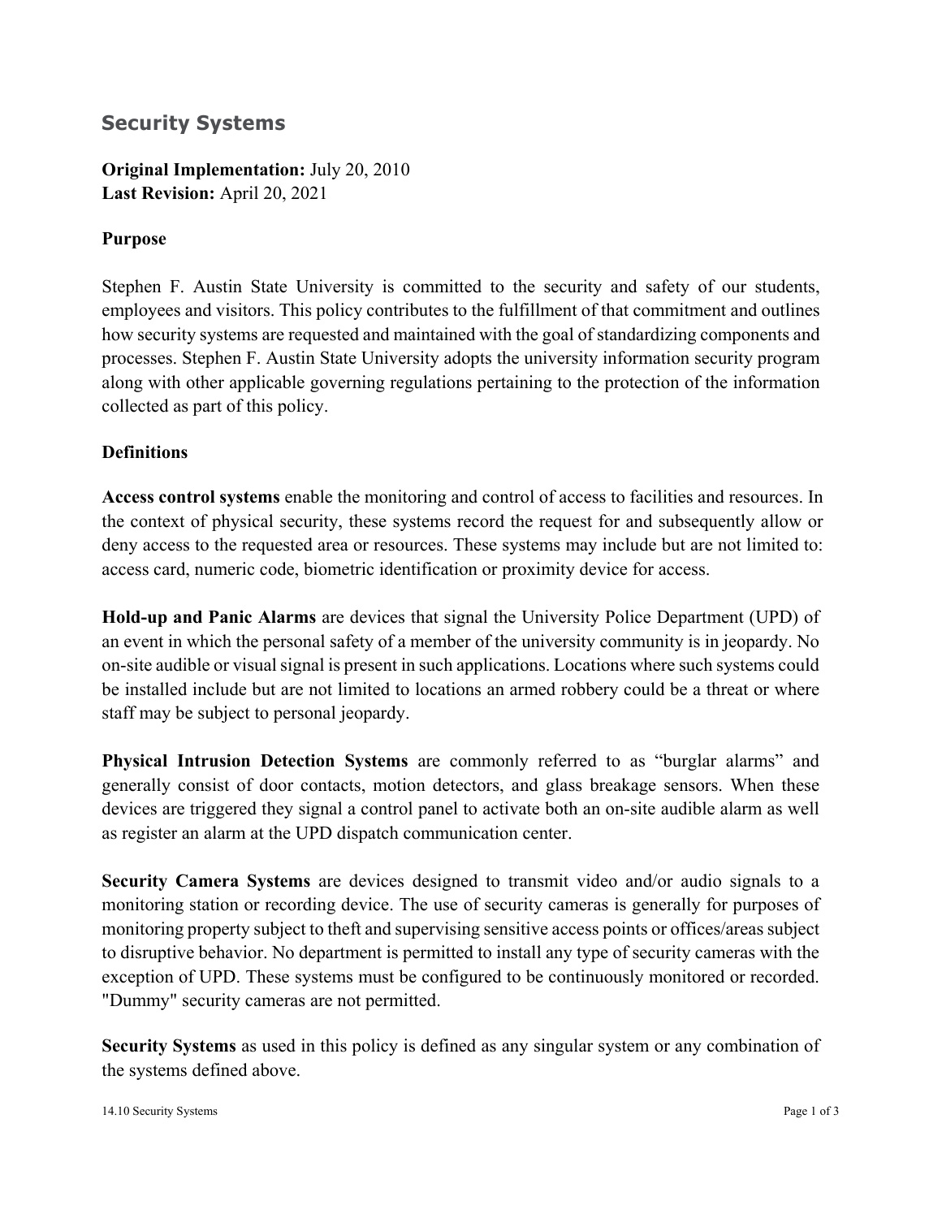# Security Systems

**Original Implementation:** July 20, 2010
**Last Revision:** April 20, 2021

**Purpose**

Stephen F. Austin State University is committed to the security and safety of our students, employees and visitors. This policy contributes to the fulfillment of that commitment and outlines how security systems are requested and maintained with the goal of standardizing components and processes. Stephen F. Austin State University adopts the university information security program along with other applicable governing regulations pertaining to the protection of the information collected as part of this policy.

**Definitions**

**Access control systems** enable the monitoring and control of access to facilities and resources. In the context of physical security, these systems record the request for and subsequently allow or deny access to the requested area or resources. These systems may include but are not limited to: access card, numeric code, biometric identification or proximity device for access.

**Hold-up and Panic Alarms** are devices that signal the University Police Department (UPD) of an event in which the personal safety of a member of the university community is in jeopardy. No on-site audible or visual signal is present in such applications. Locations where such systems could be installed include but are not limited to locations an armed robbery could be a threat or where staff may be subject to personal jeopardy.

**Physical Intrusion Detection Systems** are commonly referred to as "burglar alarms" and generally consist of door contacts, motion detectors, and glass breakage sensors. When these devices are triggered they signal a control panel to activate both an on-site audible alarm as well as register an alarm at the UPD dispatch communication center.

**Security Camera Systems** are devices designed to transmit video and/or audio signals to a monitoring station or recording device. The use of security cameras is generally for purposes of monitoring property subject to theft and supervising sensitive access points or offices/areas subject to disruptive behavior. No department is permitted to install any type of security cameras with the exception of UPD. These systems must be configured to be continuously monitored or recorded. "Dummy" security cameras are not permitted.

**Security Systems** as used in this policy is defined as any singular system or any combination of the systems defined above.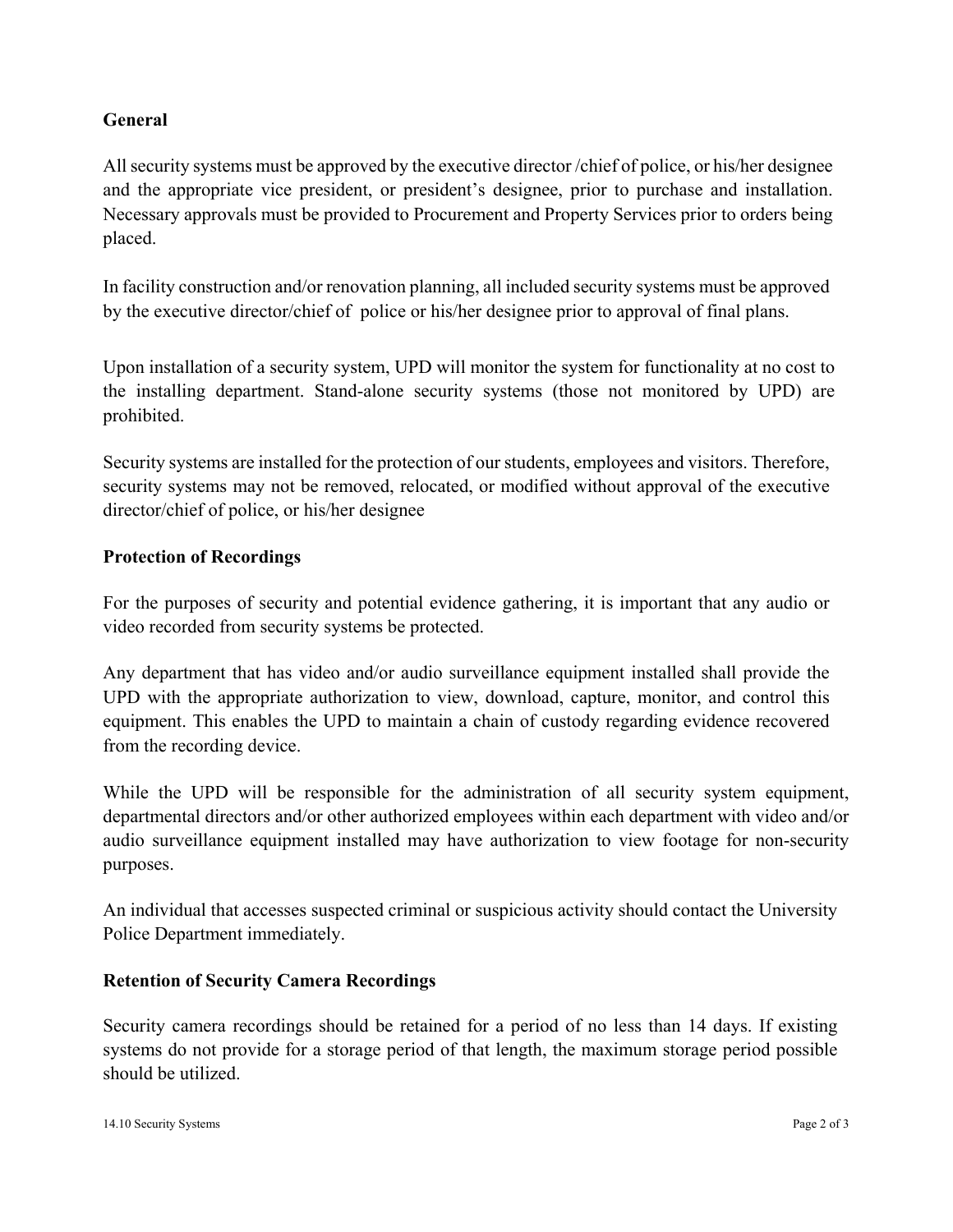**General**

All security systems must be approved by the executive director /chief of police, or his/her designee and the appropriate vice president, or president's designee, prior to purchase and installation. Necessary approvals must be provided to Procurement and Property Services prior to orders being placed.

In facility construction and/or renovation planning, all included security systems must be approved by the executive director/chief of police or his/her designee prior to approval of final plans.

Upon installation of a security system, UPD will monitor the system for functionality at no cost to the installing department. Stand-alone security systems (those not monitored by UPD) are prohibited.

Security systems are installed for the protection of our students, employees and visitors. Therefore, security systems may not be removed, relocated, or modified without approval of the executive director/chief of police, or his/her designee

**Protection of Recordings**

For the purposes of security and potential evidence gathering, it is important that any audio or video recorded from security systems be protected.

Any department that has video and/or audio surveillance equipment installed shall provide the UPD with the appropriate authorization to view, download, capture, monitor, and control this equipment. This enables the UPD to maintain a chain of custody regarding evidence recovered from the recording device.

While the UPD will be responsible for the administration of all security system equipment, departmental directors and/or other authorized employees within each department with video and/or audio surveillance equipment installed may have authorization to view footage for non-security purposes.

An individual that accesses suspected criminal or suspicious activity should contact the University Police Department immediately.

**Retention of Security Camera Recordings**

Security camera recordings should be retained for a period of no less than 14 days. If existing systems do not provide for a storage period of that length, the maximum storage period possible should be utilized.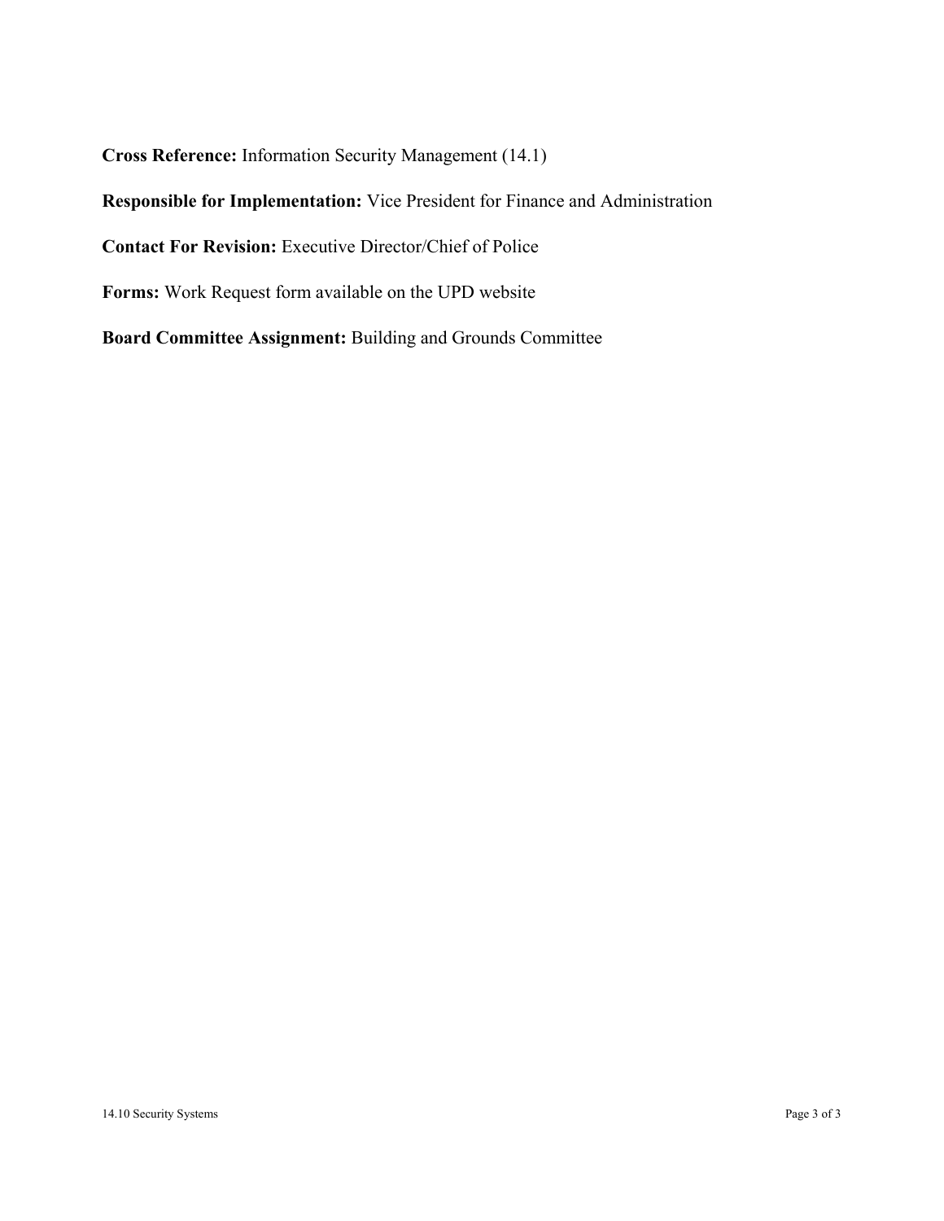**Cross Reference:** Information Security Management (14.1)

**Responsible for Implementation:** Vice President for Finance and Administration

**Contact For Revision:** Executive Director/Chief of Police

**Forms:** Work Request form available on the UPD website

**Board Committee Assignment:** Building and Grounds Committee